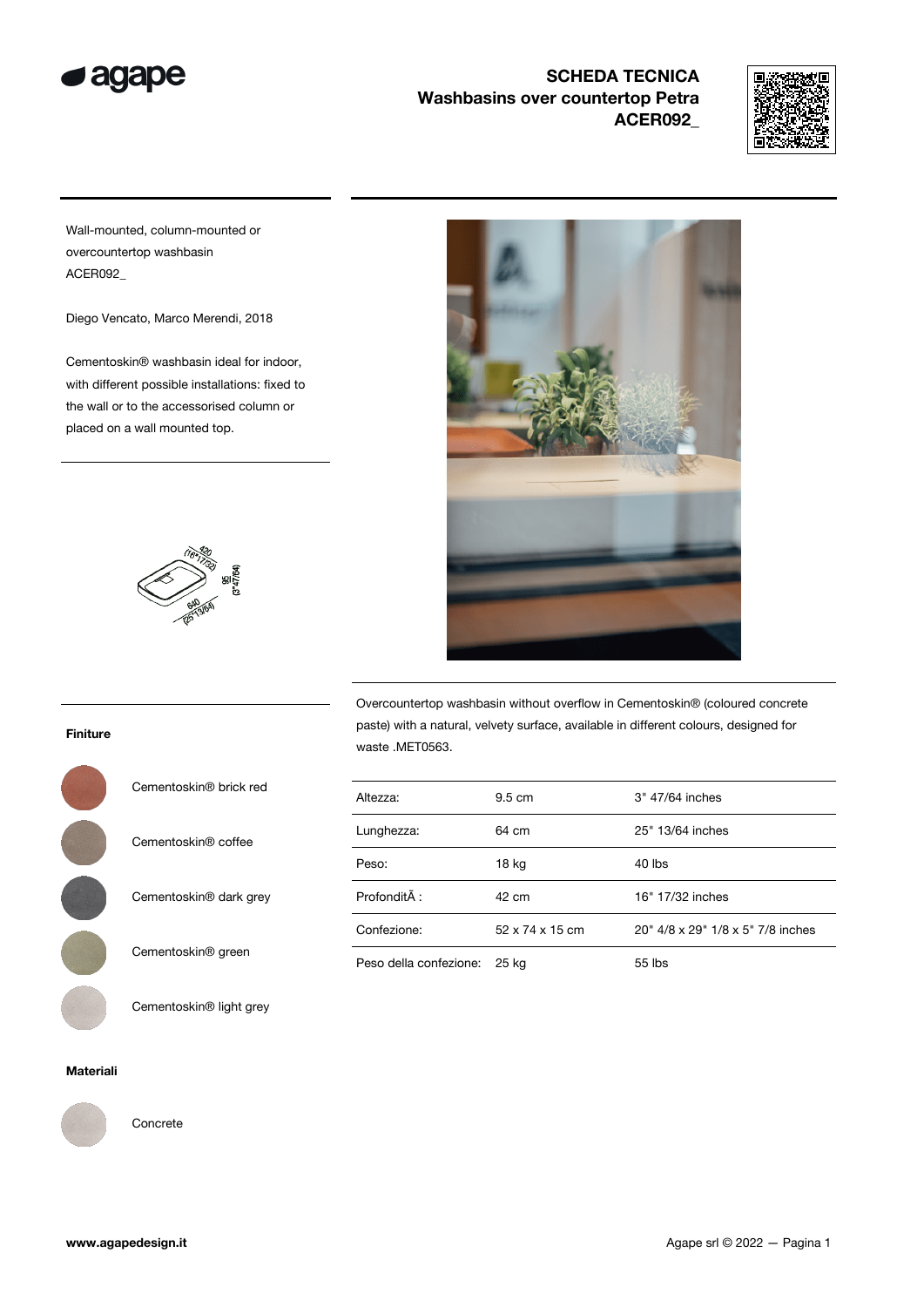# SCHEDA TECNICA
## Washbasins over countertop Petra
## ACER092_

Wall-mounted, column-mounted or overcountertop washbasin
ACER092_

Diego Vencato, Marco Merendi, 2018

Cementoskin® washbasin ideal for indoor, with different possible installations: fixed to the wall or to the accessorised column or placed on a wall mounted top.

Overcountertop washbasin without overflow in Cementoskin® (coloured concrete paste) with a natural, velvety surface, available in different colours, designed for waste .MET0563.

| Altezza: | 9.5 cm | 3" 47/64 inches |
|---|---|---|
| Lunghezza: | 64 cm | 25" 13/64 inches |
| Peso: | 18 kg | 40 lbs |
| ProfonditÃ : | 42 cm | 16" 17/32 inches |
| Confezione: | 52 x 74 x 15 cm | 20" 4/8 x 29" 1/8 x 5" 7/8 inches |
| Peso della confezione: | 25 kg | 55 lbs |

**Finiture**

- Cementoskin® brick red
- Cementoskin® coffee
- Cementoskin® dark grey
- Cementoskin® green
- Cementoskin® light grey

**Materiali**

- Concrete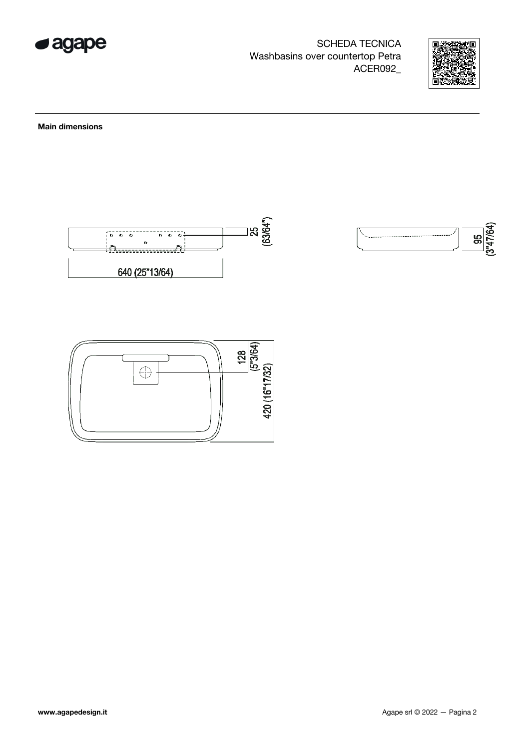SCHEDA TECNICA
Washbasins over countertop Petra
ACER092_

**Main dimensions**

25 (63/64")

640 (25"13/64)

95 (3"47/64)

128 (5"3/64)

420 (16"17/32)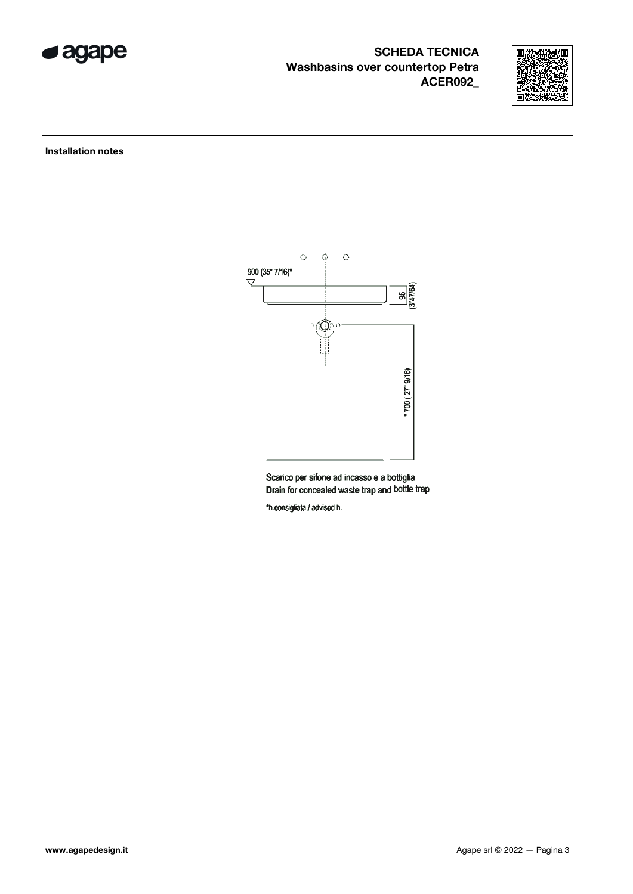# SCHEDA TECNICA
## Washbasins over countertop Petra
## ACER092_

### Installation notes

900 (35" 7/16)*

95 (3"47/64)

* 700 ( 27" 9/16)

Scarico per sifone ad incasso e a bottiglia
Drain for concealed waste trap and bottle trap

*h.consigliata / advised h.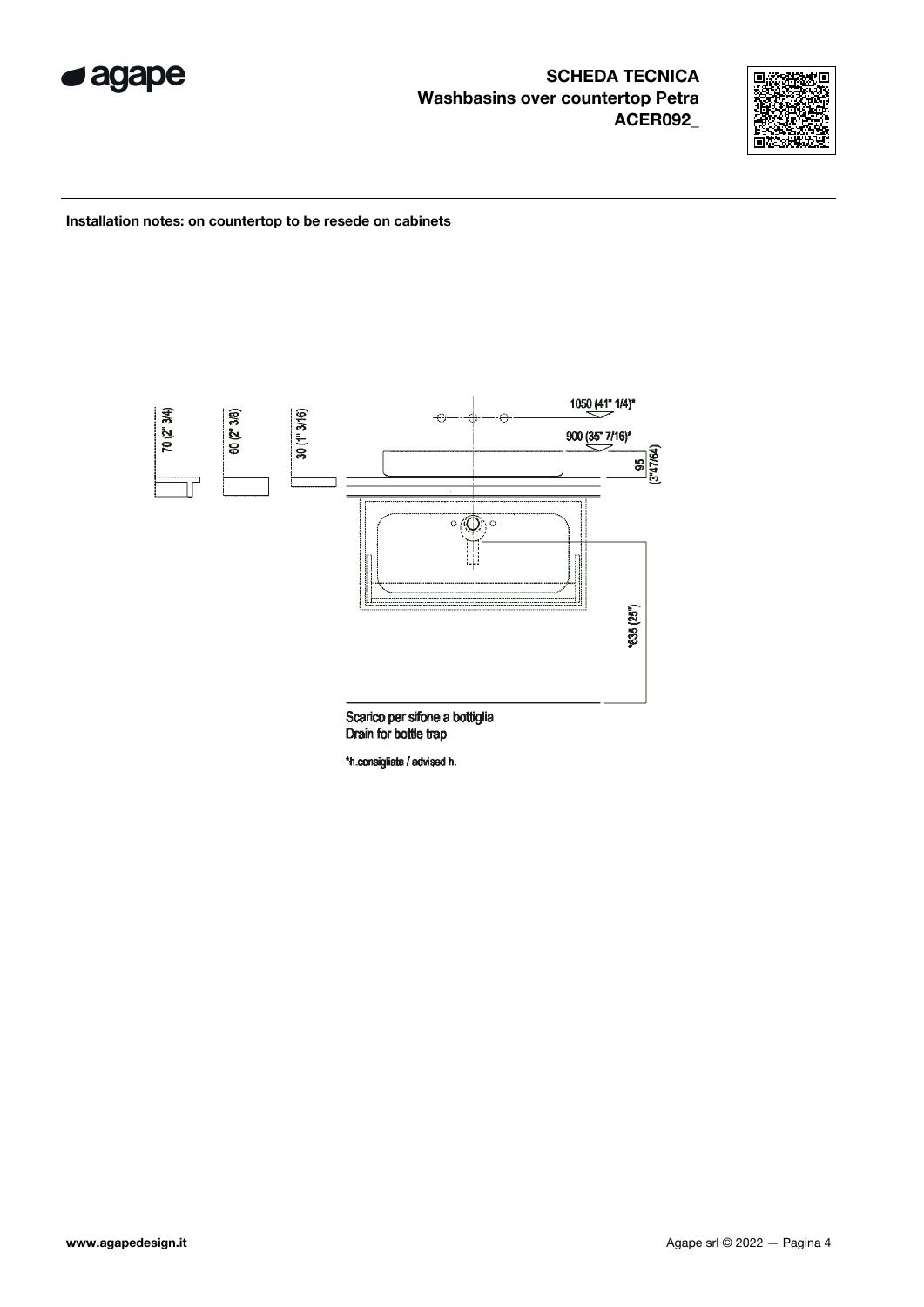**SCHEDA TECNICA**
**Washbasins over countertop Petra**
**ACER092_**

**Installation notes: on countertop to be resede on cabinets**

70 (2" 3/4)

60 (2" 3/8)

30 (1" 3/16)

1050 (41" 1/4)*

900 (35" 7/16)*

95 (3"47/64)

*635 (25")

Scarico per sifone a bottiglia
Drain for bottle trap

*h.consigliata / advised h.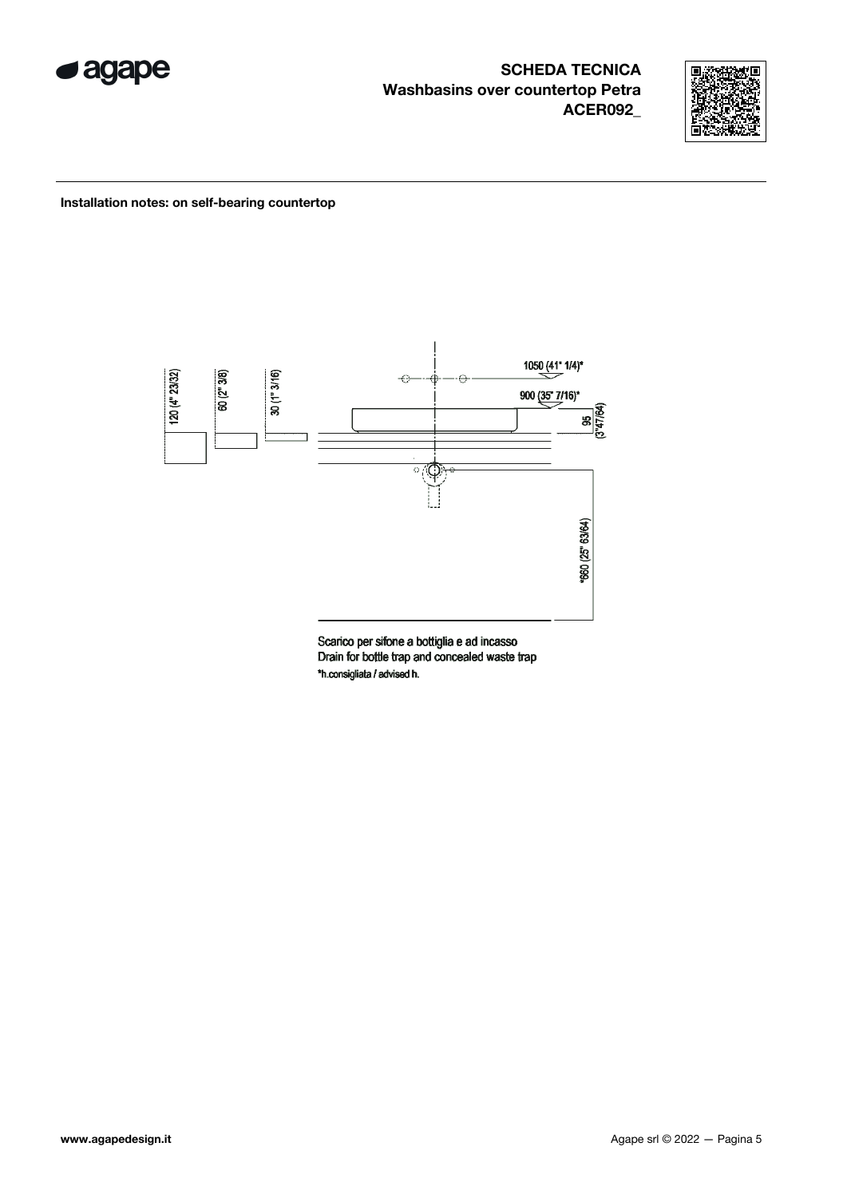**SCHEDA TECNICA**
**Washbasins over countertop Petra**
**ACER092_**

**Installation notes: on self-bearing countertop**

120 (4" 23/32)

60 (2" 3/8)

30 (1" 3/16)

1050 (41" 1/4)*

900 (35" 7/16)*

95 (3"47/64)

*660 (25" 63/64)

Scarico per sifone a bottiglia e ad incasso
Drain for bottle trap and concealed waste trap
*h.consigliata / advised h.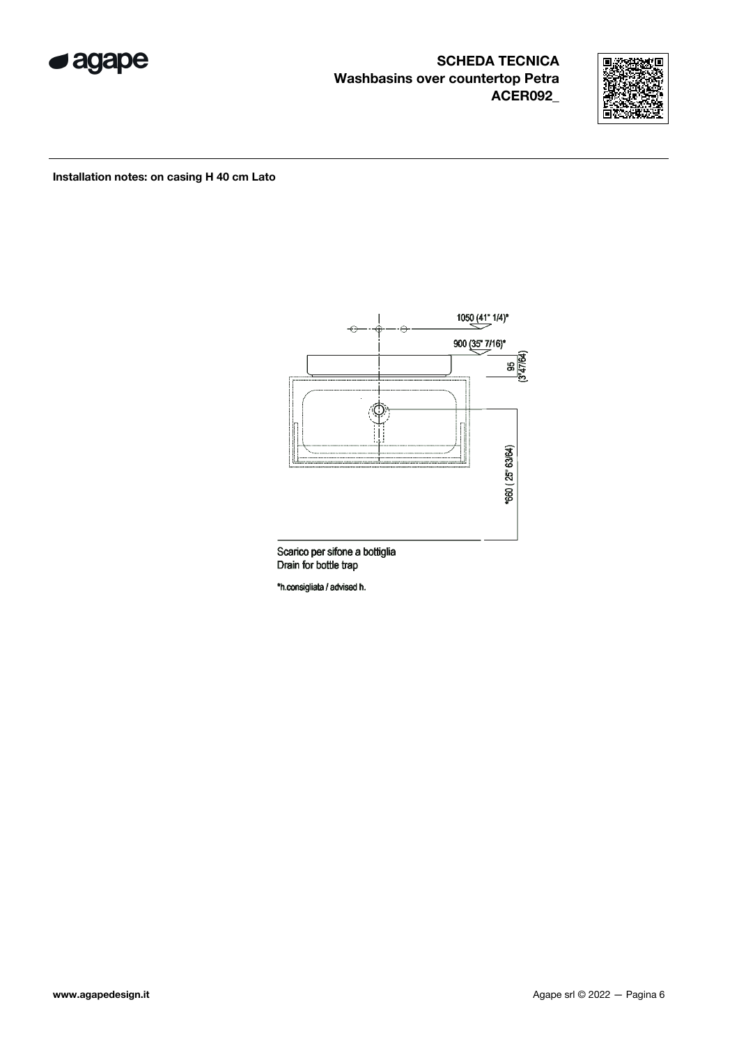**SCHEDA TECNICA**
**Washbasins over countertop Petra**
**ACER092_**

**Installation notes: on casing H 40 cm Lato**

1050 (41" 1/4)*

900 (35" 7/16)*

95 (3"47/64)

*660 ( 25" 63/64)

Scarico per sifone a bottiglia
Drain for bottle trap

*h.consigliata / advised h.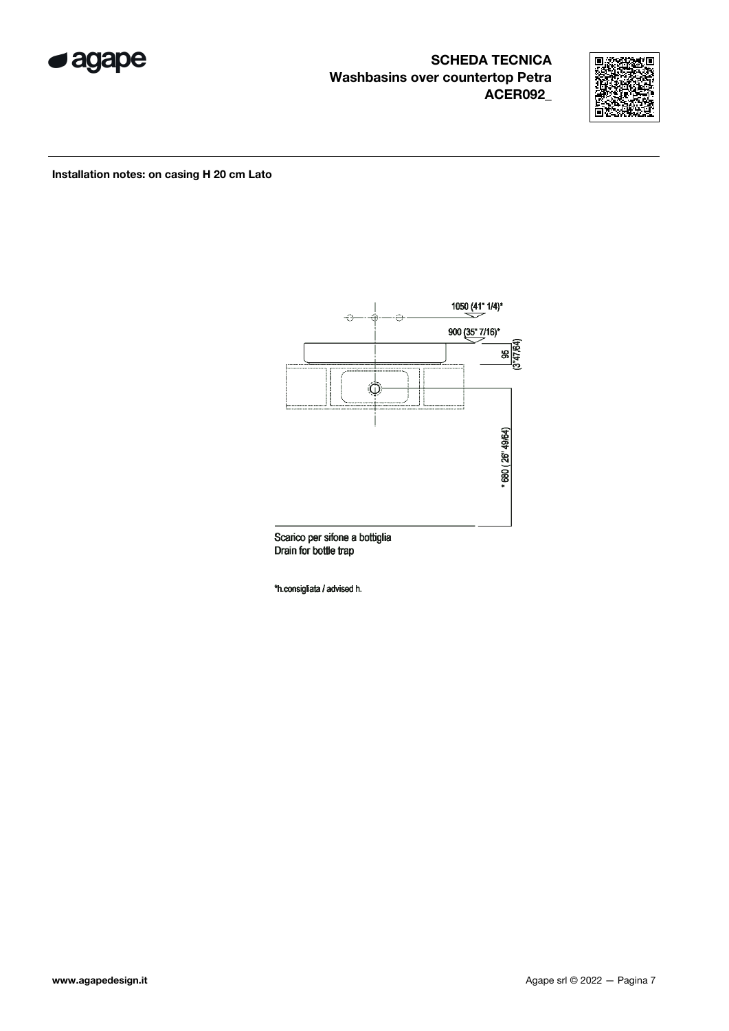**SCHEDA TECNICA**
**Washbasins over countertop Petra**
**ACER092_**

**Installation notes: on casing H 20 cm Lato**

1050 (41" 1/4)*

900 (35" 7/16)*

95 (3"47/64)

* 680 ( 26" 49/64)

Scarico per sifone a bottiglia
Drain for bottle trap

*h.consigliata / advised h.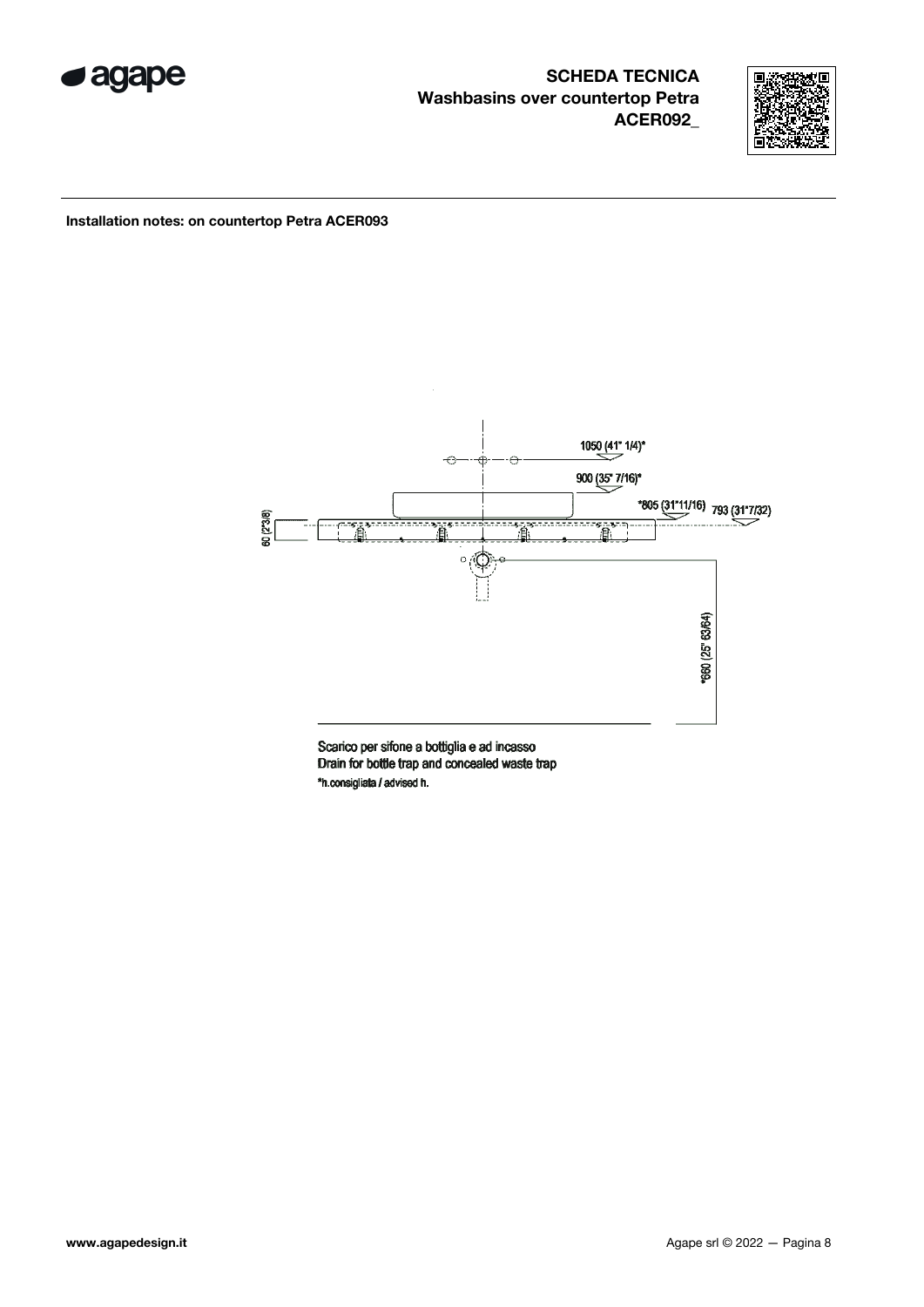**Installation notes: on countertop Petra ACER093**

1050 (41" 1/4)*

900 (35" 7/16)*

*805 (31"11/16) 793 (31"7/32)

60 (2"3/8)

*660 (25" 63/64)

Scarico per sifone a bottiglia e ad incasso
Drain for bottle trap and concealed waste trap
*h.consigliata / advised h.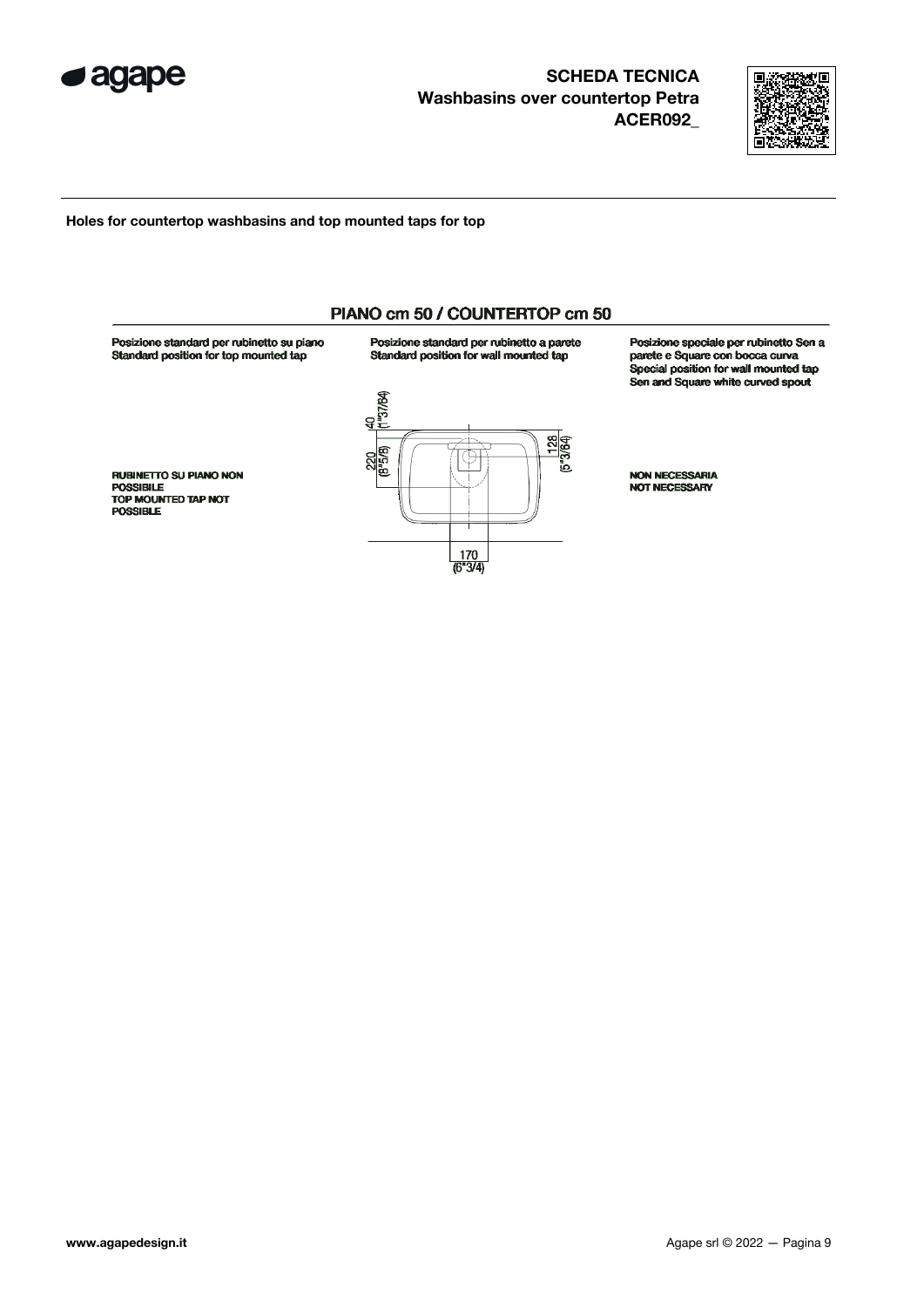**SCHEDA TECNICA**
**Washbasins over countertop Petra**
**ACER092_**

**Holes for countertop washbasins and top mounted taps for top**

## PIANO cm 50 / COUNTERTOP cm 50

**Posizione standard per rubinetto su piano**
**Standard position for top mounted tap**

RUBINETTO SU PIANO NON POSSIBILE
TOP MOUNTED TAP NOT POSSIBLE

**Posizione standard per rubinetto a parete**
**Standard position for wall mounted tap**

40 (1"37/64)
220 (8"5/8)
128 (5"3/64)
170 (6"3/4)

**Posizione speciale per rubinetto Sen a parete e Square con bocca curva**
**Special position for wall mounted tap Sen and Square white curved spout**

NON NECESSARIA
NOT NECESSARY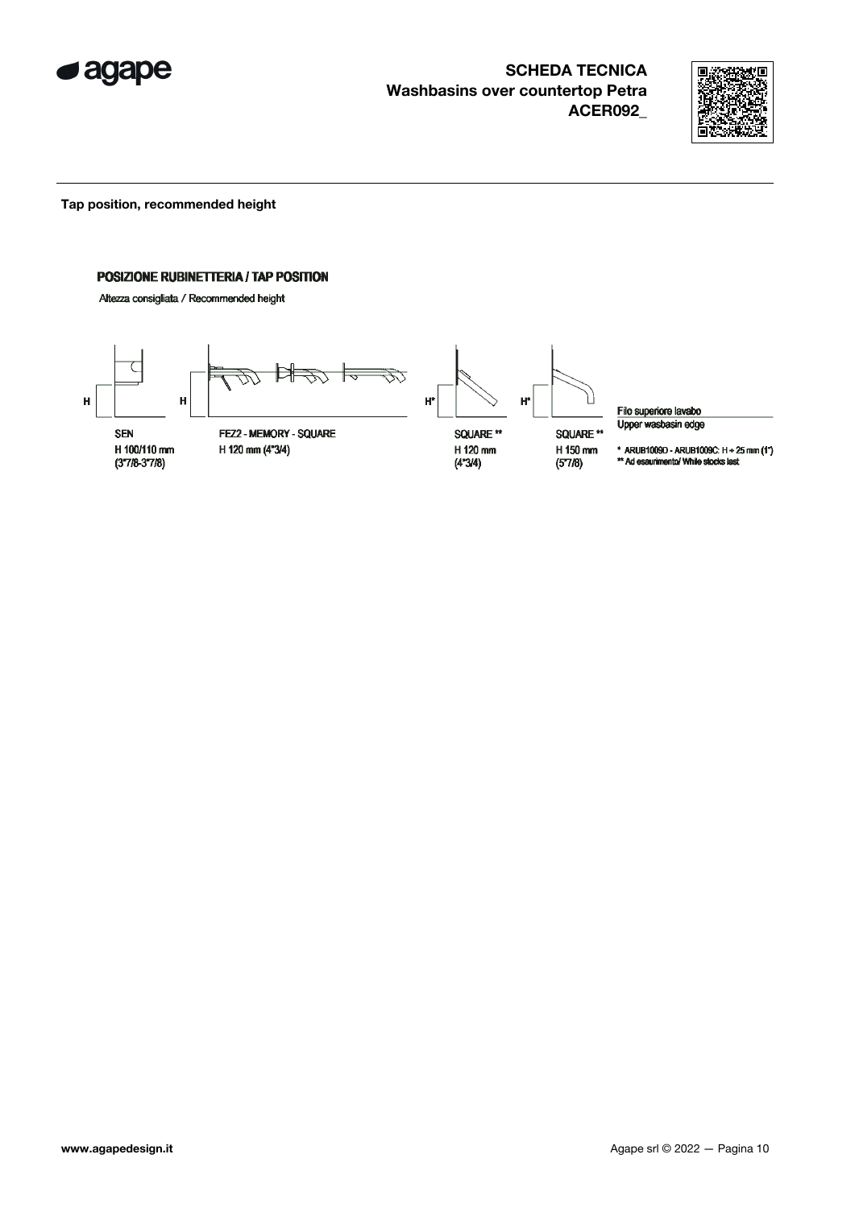**SCHEDA TECNICA**
**Washbasins over countertop Petra**
**ACER092_**

### Tap position, recommended height

**POSIZIONE RUBINETTERIA / TAP POSITION**

Altezza consigliata / Recommended height

H

SEN
H 100/110 mm
(3"7/8-3"7/8)

H

FEZ2 - MEMORY - SQUARE
H 120 mm (4"3/4)

H*

SQUARE **
H 120 mm
(4"3/4)

H*

SQUARE **
H 150 mm
(5"7/8)

Filo superiore lavabo
Upper wasbasin edge

* ARUB1009D - ARUB1009C: H + 25 mm (1")
** Ad esaurimento/ While stocks last

www.agapedesign.it

Agape srl © 2022 — Pagina 10